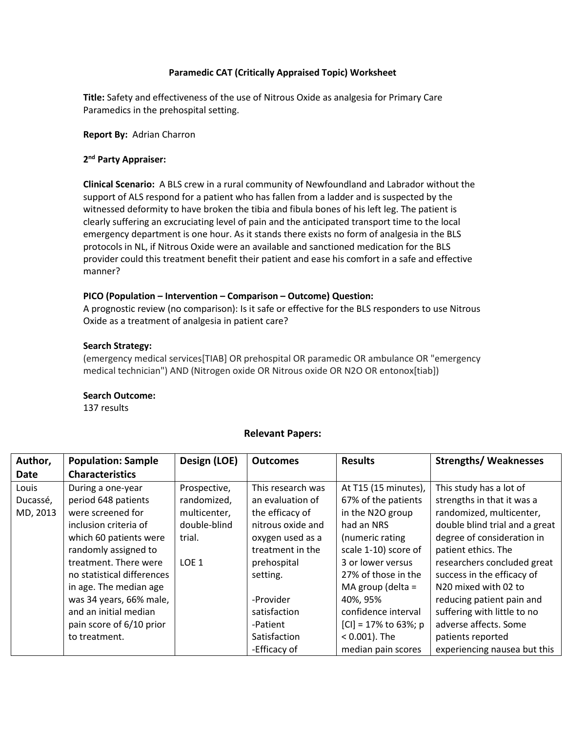# Paramedic CAT (Critically Appraised Topic) Worksheet

**Title:** Safety and effectiveness of the use of Nitrous Oxide as analgesia for Primary Care Paramedics in the prehospital setting.

**Report By:** Adrian Charron

**2nd Party Appraiser:**

**Clinical Scenario:** A BLS crew in a rural community of Newfoundland and Labrador without the support of ALS respond for a patient who has fallen from a ladder and is suspected by the witnessed deformity to have broken the tibia and fibula bones of his left leg. The patient is clearly suffering an excruciating level of pain and the anticipated transport time to the local emergency department is one hour. As it stands there exists no form of analgesia in the BLS protocols in NL, if Nitrous Oxide were an available and sanctioned medication for the BLS provider could this treatment benefit their patient and ease his comfort in a safe and effective manner?

**PICO (Population – Intervention – Comparison – Outcome) Question:**
A prognostic review (no comparison): Is it safe or effective for the BLS responders to use Nitrous Oxide as a treatment of analgesia in patient care?

**Search Strategy:**
(emergency medical services[TIAB] OR prehospital OR paramedic OR ambulance OR "emergency medical technician") AND (Nitrogen oxide OR Nitrous oxide OR N2O OR entonox[tiab])

**Search Outcome:**
137 results

## Relevant Papers:

| Author, Date | Population: Sample Characteristics | Design (LOE) | Outcomes | Results | Strengths/ Weaknesses |
|---|---|---|---|---|---|
| Louis Ducassé, MD, 2013 | During a one-year period 648 patients were screened for inclusion criteria of which 60 patients were randomly assigned to treatment. There were no statistical differences in age. The median age was 34 years, 66% male, and an initial median pain score of 6/10 prior to treatment. | Prospective, randomized, multicenter, double-blind trial.<br><br>LOE 1 | This research was an evaluation of the efficacy of nitrous oxide and oxygen used as a treatment in the prehospital setting.<br><br>-Provider satisfaction<br>-Patient Satisfaction<br>-Efficacy of | At T15 (15 minutes), 67% of the patients in the N2O group had an NRS (numeric rating scale 1-10) score of 3 or lower versus 27% of those in the MA group (delta = 40%, 95% confidence interval [CI] = 17% to 63%; $p < 0.001$). The median pain scores | This study has a lot of strengths in that it was a randomized, multicenter, double blind trial and a great degree of consideration in patient ethics. The researchers concluded great success in the efficacy of N20 mixed with 02 to reducing patient pain and suffering with little to no adverse affects. Some patients reported experiencing nausea but this |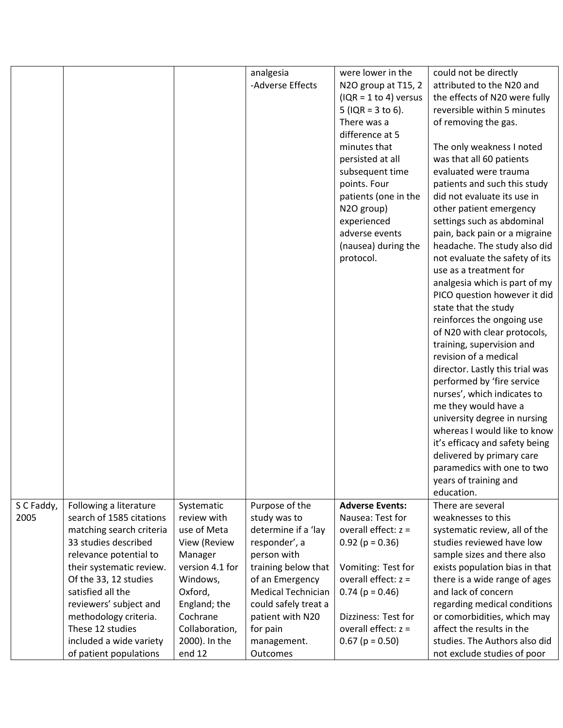| | | | analgesia<br>-Adverse Effects | were lower in the N2O group at T15, 2 (IQR = 1 to 4) versus 5 (IQR = 3 to 6). There was a difference at 5 minutes that persisted at all subsequent time points. Four patients (one in the N2O group) experienced adverse events (nausea) during the protocol. | could not be directly attributed to the N20 and the effects of N20 were fully reversible within 5 minutes of removing the gas.<br><br>The only weakness I noted was that all 60 patients evaluated were trauma patients and such this study did not evaluate its use in other patient emergency settings such as abdominal pain, back pain or a migraine headache. The study also did not evaluate the safety of its use as a treatment for analgesia which is part of my PICO question however it did state that the study reinforces the ongoing use of N20 with clear protocols, training, supervision and revision of a medical director. Lastly this trial was performed by 'fire service nurses', which indicates to me they would have a university degree in nursing whereas I would like to know it's efficacy and safety being delivered by primary care paramedics with one to two years of training and education. |
|---|---|---|---|---|---|
| S C Faddy, 2005 | Following a literature search of 1585 citations matching search criteria 33 studies described relevance potential to their systematic review. Of the 33, 12 studies satisfied all the reviewers' subject and methodology criteria. These 12 studies included a wide variety of patient populations | Systematic review with use of Meta View (Review Manager version 4.1 for Windows, Oxford, England; the Cochrane Collaboration, 2000). In the end 12 | Purpose of the study was to determine if a 'lay responder', a person with training below that of an Emergency Medical Technician could safely treat a patient with N20 for pain management. Outcomes | **Adverse Events:**<br>Nausea: Test for overall effect: z = 0.92 (p = 0.36)<br><br>Vomiting: Test for overall effect: z = 0.74 (p = 0.46)<br><br>Dizziness: Test for overall effect: z = 0.67 (p = 0.50) | There are several weaknesses to this systematic review, all of the studies reviewed have low sample sizes and there also exists population bias in that there is a wide range of ages and lack of concern regarding medical conditions or comorbidities, which may affect the results in the studies. The Authors also did not exclude studies of poor |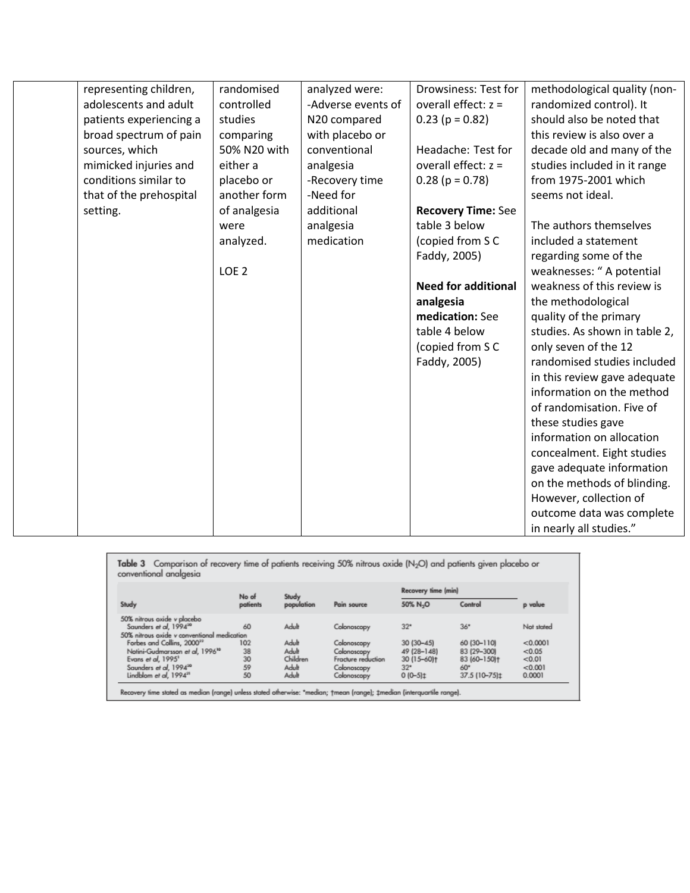| | | | | | |
|---|---|---|---|---|---|
| | representing children, adolescents and adult patients experiencing a broad spectrum of pain sources, which mimicked injuries and conditions similar to that of the prehospital setting. | randomised controlled studies comparing 50% N20 with either a placebo or another form of analgesia were analyzed.<br><br>LOE 2 | analyzed were:<br>-Adverse events of N20 compared with placebo or conventional analgesia<br>-Recovery time<br>-Need for additional analgesia medication | Drowsiness: Test for overall effect: z = 0.23 (p = 0.82)<br><br>Headache: Test for overall effect: z = 0.28 (p = 0.78)<br><br>**Recovery Time:** See table 3 below (copied from S C Faddy, 2005)<br><br>**Need for additional analgesia medication:** See table 4 below (copied from S C Faddy, 2005) | methodological quality (non-randomized control). It should also be noted that this review is also over a decade old and many of the studies included in it range from 1975-2001 which seems not ideal.<br><br>The authors themselves included a statement regarding some of the weaknesses: " A potential weakness of this review is the methodological quality of the primary studies. As shown in table 2, only seven of the 12 randomised studies included in this review gave adequate information on the method of randomisation. Five of these studies gave information on allocation concealment. Eight studies gave adequate information on the methods of blinding. However, collection of outcome data was complete in nearly all studies." |

**Table 3** Comparison of recovery time of patients receiving 50% nitrous oxide ($N_2O$) and patients given placebo or conventional analgesia

| Study | No of patients | Study population | Pain source | Recovery time (min) | | p value |
|---|---|---|---|---|---|---|
| | | | | 50% $N_2O$ | Control | |
| 50% nitrous oxide v placebo | | | | | | |
| Saunders et al, 1994[20] | 60 | Adult | Colonoscopy | 32* | 36* | Not stated |
| 50% nitrous oxide v conventional medication | | | | | | |
| Forbes and Collins, 2000[22] | 102 | Adult | Colonoscopy | 30 (30–45) | 60 (30–110) | <0.0001 |
| Notini-Gudmarsson et al, 1996[10] | 38 | Adult | Colonoscopy | 49 (28–148) | 83 (29–300) | <0.05 |
| Evans et al, 1995[1] | 30 | Children | Fracture reduction | 30 (15–60)† | 83 (60–150)† | <0.01 |
| Saunders et al, 1994[20] | 59 | Adult | Colonoscopy | 32* | 60* | <0.001 |
| Lindblom et al, 1994[21] | 50 | Adult | Colonoscopy | 0 (0–5)‡ | 37.5 (10–75)‡ | 0.0001 |

Recovery time stated as median (range) unless stated otherwise: *median; †mean (range); ‡median (interquartile range).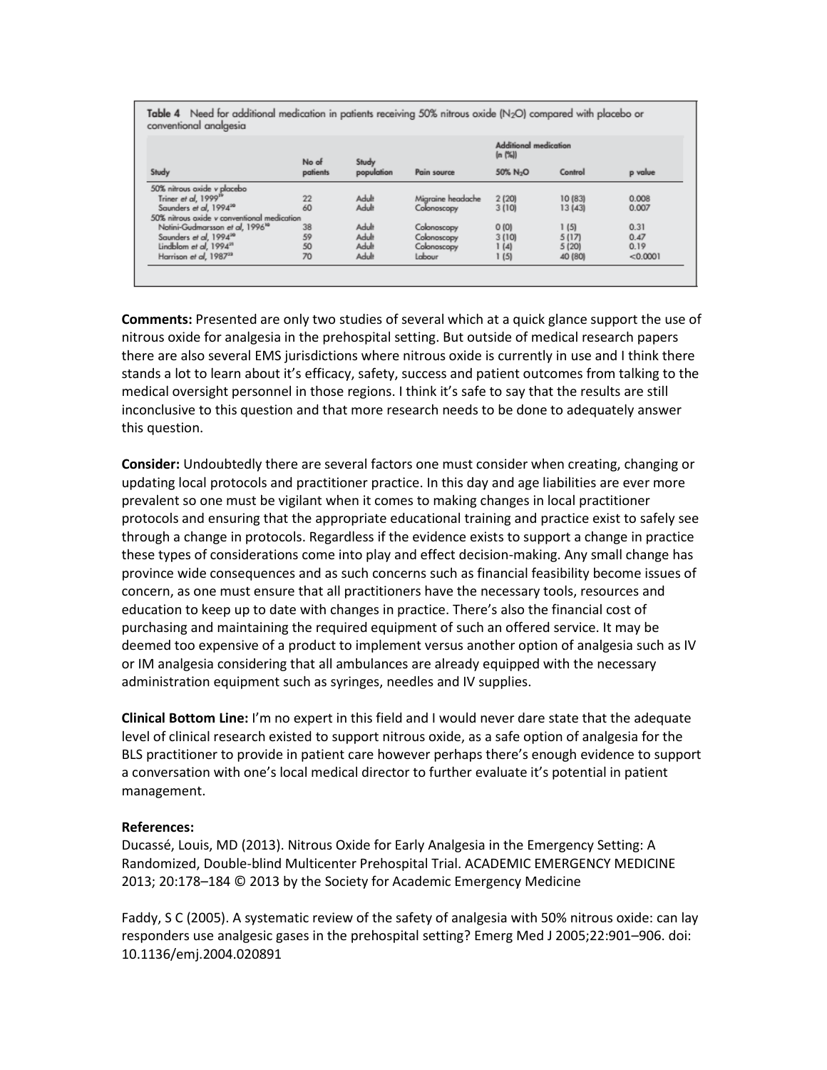**Table 4** Need for additional medication in patients receiving 50% nitrous oxide ($N_2O$) compared with placebo or conventional analgesia

| Study | No of patients | Study population | Pain source | Additional medication (n (%)) | | p value |
|---|---|---|---|---|---|---|
| | | | | 50% $N_2O$ | Control | |
| 50% nitrous oxide v placebo | | | | | | |
| Triner et al, 1999[19] | 22 | Adult | Migraine headache | 2 (20) | 10 (83) | 0.008 |
| Saunders et al, 1994[20] | 60 | Adult | Colonoscopy | 3 (10) | 13 (43) | 0.007 |
| 50% nitrous oxide v conventional medication | | | | | | |
| Notini-Gudmarsson et al, 1996[18] | 38 | Adult | Colonoscopy | 0 (0) | 1 (5) | 0.31 |
| Saunders et al, 1994[20] | 59 | Adult | Colonoscopy | 3 (10) | 5 (17) | 0.47 |
| Lindblom et al, 1994[21] | 50 | Adult | Colonoscopy | 1 (4) | 5 (20) | 0.19 |
| Harrison et al, 1987[23] | 70 | Adult | Labour | 1 (5) | 40 (80) | <0.0001 |

**Comments:** Presented are only two studies of several which at a quick glance support the use of nitrous oxide for analgesia in the prehospital setting. But outside of medical research papers there are also several EMS jurisdictions where nitrous oxide is currently in use and I think there stands a lot to learn about it's efficacy, safety, success and patient outcomes from talking to the medical oversight personnel in those regions. I think it's safe to say that the results are still inconclusive to this question and that more research needs to be done to adequately answer this question.

**Consider:** Undoubtedly there are several factors one must consider when creating, changing or updating local protocols and practitioner practice. In this day and age liabilities are ever more prevalent so one must be vigilant when it comes to making changes in local practitioner protocols and ensuring that the appropriate educational training and practice exist to safely see through a change in protocols. Regardless if the evidence exists to support a change in practice these types of considerations come into play and effect decision-making. Any small change has province wide consequences and as such concerns such as financial feasibility become issues of concern, as one must ensure that all practitioners have the necessary tools, resources and education to keep up to date with changes in practice. There's also the financial cost of purchasing and maintaining the required equipment of such an offered service. It may be deemed too expensive of a product to implement versus another option of analgesia such as IV or IM analgesia considering that all ambulances are already equipped with the necessary administration equipment such as syringes, needles and IV supplies.

**Clinical Bottom Line:** I'm no expert in this field and I would never dare state that the adequate level of clinical research existed to support nitrous oxide, as a safe option of analgesia for the BLS practitioner to provide in patient care however perhaps there's enough evidence to support a conversation with one's local medical director to further evaluate it's potential in patient management.

**References:**

Ducassé, Louis, MD (2013). Nitrous Oxide for Early Analgesia in the Emergency Setting: A Randomized, Double-blind Multicenter Prehospital Trial. ACADEMIC EMERGENCY MEDICINE 2013; 20:178–184 © 2013 by the Society for Academic Emergency Medicine

Faddy, S C (2005). A systematic review of the safety of analgesia with 50% nitrous oxide: can lay responders use analgesic gases in the prehospital setting? Emerg Med J 2005;22:901–906. doi: 10.1136/emj.2004.020891